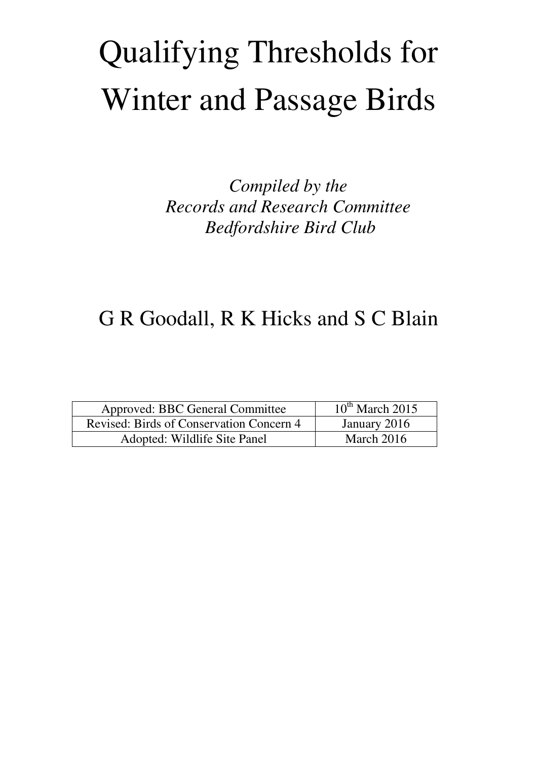# Qualifying Thresholds for Winter and Passage Birds

*Compiled by the*
*Records and Research Committee*
*Bedfordshire Bird Club*

G R Goodall, R K Hicks and S C Blain

| Approved: BBC General Committee | 10th March 2015 |
|---|---|
| Revised: Birds of Conservation Concern 4 | January 2016 |
| Adopted: Wildlife Site Panel | March 2016 |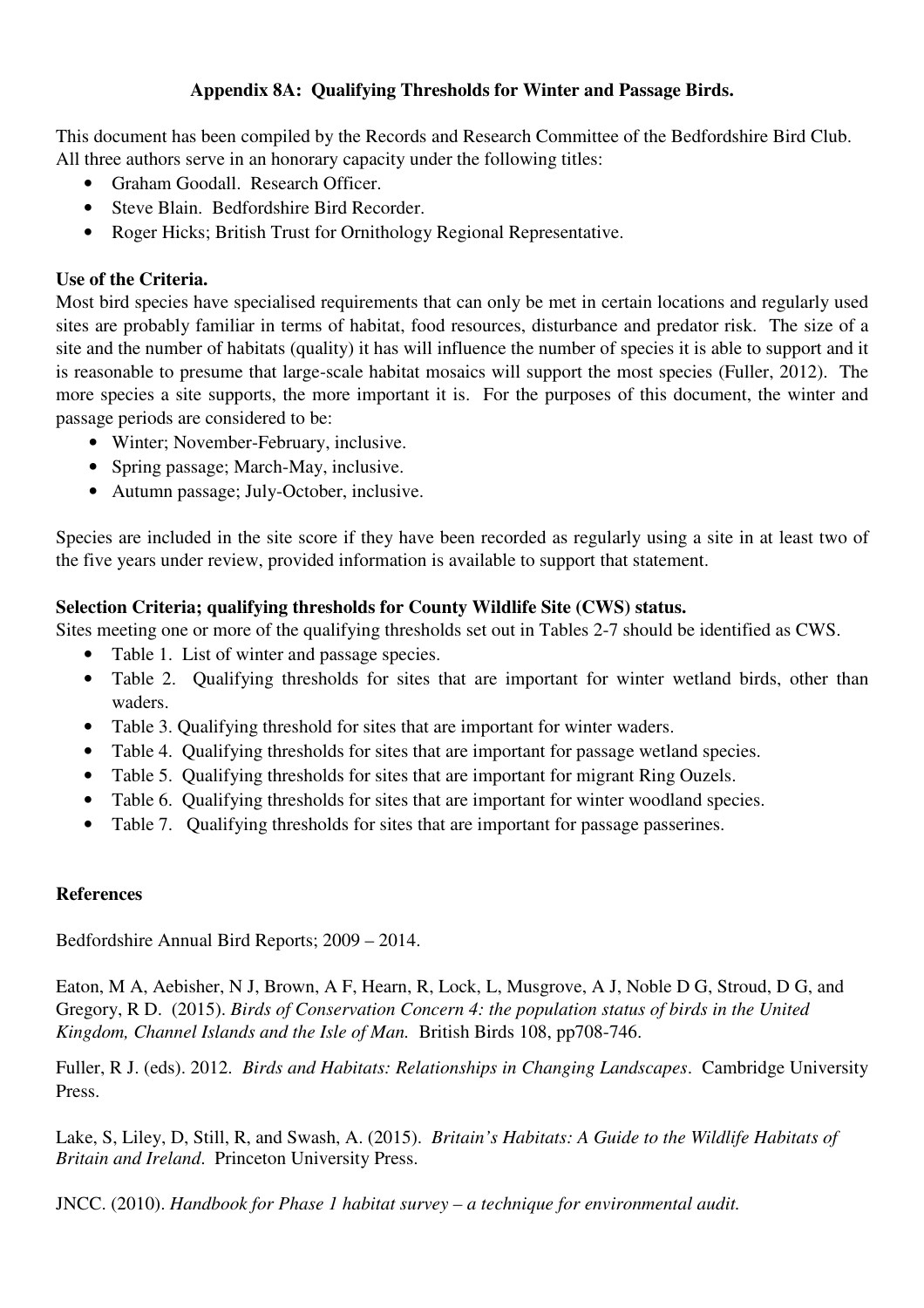# Appendix 8A: Qualifying Thresholds for Winter and Passage Birds.

This document has been compiled by the Records and Research Committee of the Bedfordshire Bird Club. All three authors serve in an honorary capacity under the following titles:

- Graham Goodall. Research Officer.
- Steve Blain. Bedfordshire Bird Recorder.
- Roger Hicks; British Trust for Ornithology Regional Representative.

**Use of the Criteria.**

Most bird species have specialised requirements that can only be met in certain locations and regularly used sites are probably familiar in terms of habitat, food resources, disturbance and predator risk. The size of a site and the number of habitats (quality) it has will influence the number of species it is able to support and it is reasonable to presume that large-scale habitat mosaics will support the most species (Fuller, 2012). The more species a site supports, the more important it is. For the purposes of this document, the winter and passage periods are considered to be:

- Winter; November-February, inclusive.
- Spring passage; March-May, inclusive.
- Autumn passage; July-October, inclusive.

Species are included in the site score if they have been recorded as regularly using a site in at least two of the five years under review, provided information is available to support that statement.

**Selection Criteria; qualifying thresholds for County Wildlife Site (CWS) status.**

Sites meeting one or more of the qualifying thresholds set out in Tables 2-7 should be identified as CWS.

- Table 1. List of winter and passage species.
- Table 2. Qualifying thresholds for sites that are important for winter wetland birds, other than waders.
- Table 3. Qualifying threshold for sites that are important for winter waders.
- Table 4. Qualifying thresholds for sites that are important for passage wetland species.
- Table 5. Qualifying thresholds for sites that are important for migrant Ring Ouzels.
- Table 6. Qualifying thresholds for sites that are important for winter woodland species.
- Table 7. Qualifying thresholds for sites that are important for passage passerines.

**References**

Bedfordshire Annual Bird Reports; 2009 – 2014.

Eaton, M A, Aebisher, N J, Brown, A F, Hearn, R, Lock, L, Musgrove, A J, Noble D G, Stroud, D G, and Gregory, R D. (2015). *Birds of Conservation Concern 4: the population status of birds in the United Kingdom, Channel Islands and the Isle of Man.* British Birds 108, pp708-746.

Fuller, R J. (eds). 2012. *Birds and Habitats: Relationships in Changing Landscapes*. Cambridge University Press.

Lake, S, Liley, D, Still, R, and Swash, A. (2015). *Britain's Habitats: A Guide to the Wildlife Habitats of Britain and Ireland*. Princeton University Press.

JNCC. (2010). *Handbook for Phase 1 habitat survey – a technique for environmental audit.*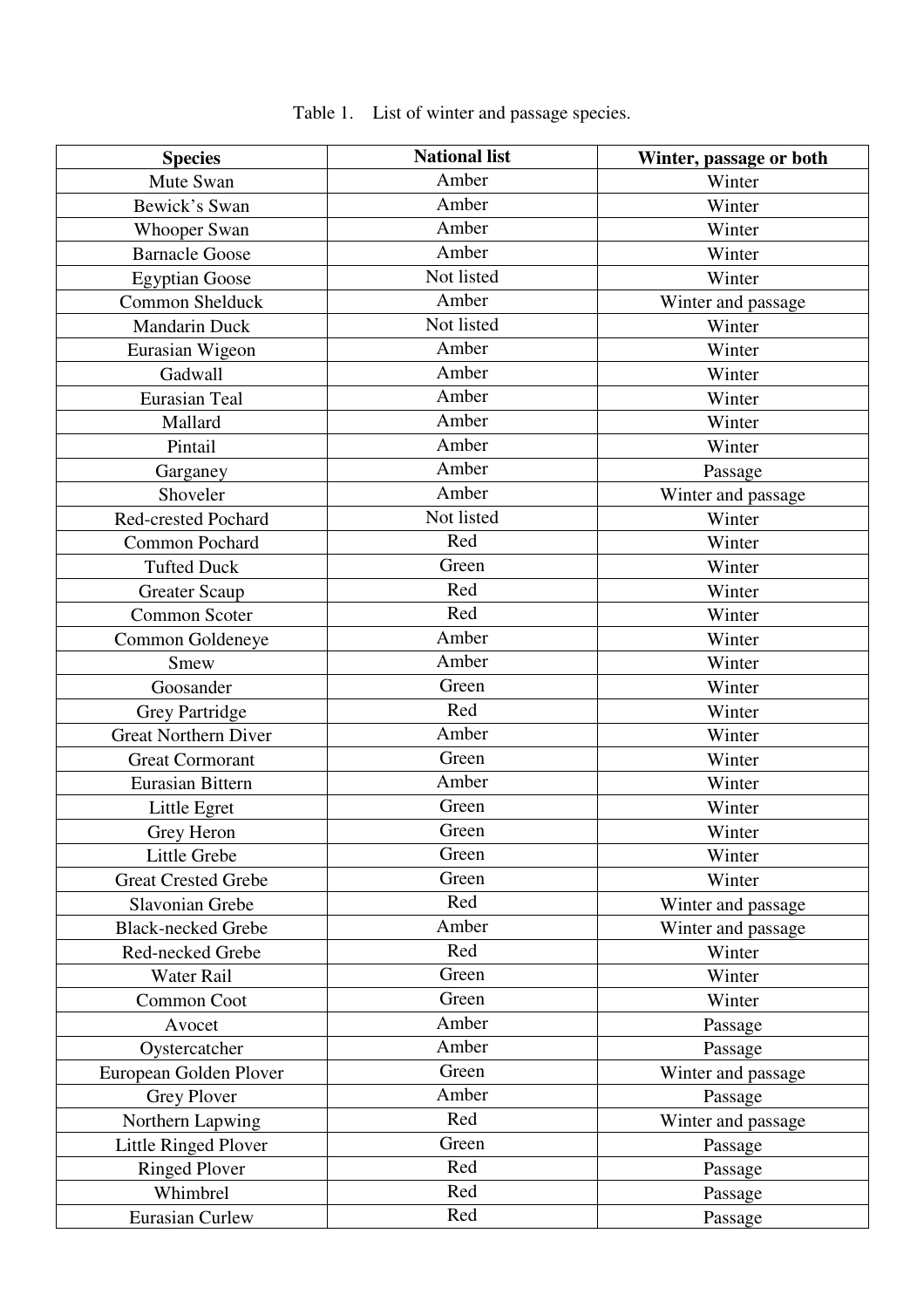Table 1. List of winter and passage species.

| Species | National list | Winter, passage or both |
|---|---|---|
| Mute Swan | Amber | Winter |
| Bewick's Swan | Amber | Winter |
| Whooper Swan | Amber | Winter |
| Barnacle Goose | Amber | Winter |
| Egyptian Goose | Not listed | Winter |
| Common Shelduck | Amber | Winter and passage |
| Mandarin Duck | Not listed | Winter |
| Eurasian Wigeon | Amber | Winter |
| Gadwall | Amber | Winter |
| Eurasian Teal | Amber | Winter |
| Mallard | Amber | Winter |
| Pintail | Amber | Winter |
| Garganey | Amber | Passage |
| Shoveler | Amber | Winter and passage |
| Red-crested Pochard | Not listed | Winter |
| Common Pochard | Red | Winter |
| Tufted Duck | Green | Winter |
| Greater Scaup | Red | Winter |
| Common Scoter | Red | Winter |
| Common Goldeneye | Amber | Winter |
| Smew | Amber | Winter |
| Goosander | Green | Winter |
| Grey Partridge | Red | Winter |
| Great Northern Diver | Amber | Winter |
| Great Cormorant | Green | Winter |
| Eurasian Bittern | Amber | Winter |
| Little Egret | Green | Winter |
| Grey Heron | Green | Winter |
| Little Grebe | Green | Winter |
| Great Crested Grebe | Green | Winter |
| Slavonian Grebe | Red | Winter and passage |
| Black-necked Grebe | Amber | Winter and passage |
| Red-necked Grebe | Red | Winter |
| Water Rail | Green | Winter |
| Common Coot | Green | Winter |
| Avocet | Amber | Passage |
| Oystercatcher | Amber | Passage |
| European Golden Plover | Green | Winter and passage |
| Grey Plover | Amber | Passage |
| Northern Lapwing | Red | Winter and passage |
| Little Ringed Plover | Green | Passage |
| Ringed Plover | Red | Passage |
| Whimbrel | Red | Passage |
| Eurasian Curlew | Red | Passage |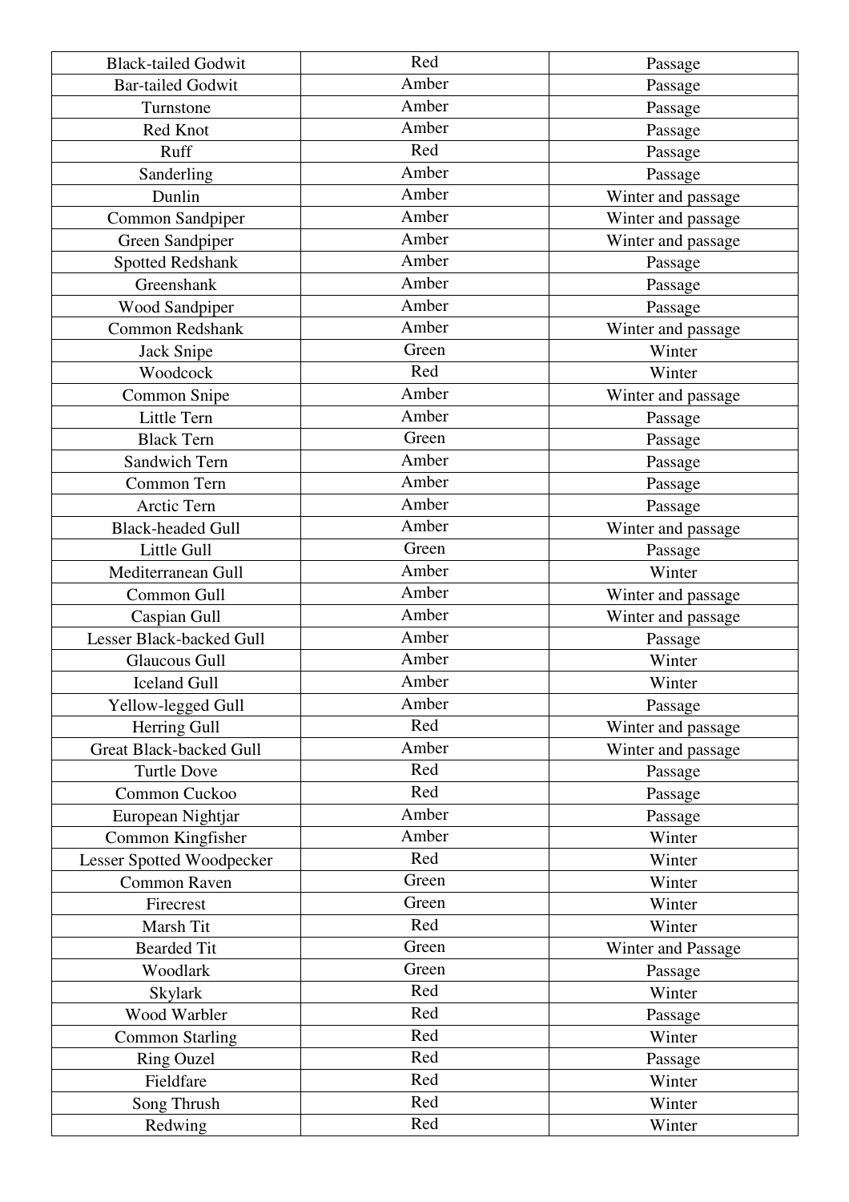| Black-tailed Godwit | Red | Passage |
|---|---|---|
| Bar-tailed Godwit | Amber | Passage |
| Turnstone | Amber | Passage |
| Red Knot | Amber | Passage |
| Ruff | Red | Passage |
| Sanderling | Amber | Passage |
| Dunlin | Amber | Winter and passage |
| Common Sandpiper | Amber | Winter and passage |
| Green Sandpiper | Amber | Winter and passage |
| Spotted Redshank | Amber | Passage |
| Greenshank | Amber | Passage |
| Wood Sandpiper | Amber | Passage |
| Common Redshank | Amber | Winter and passage |
| Jack Snipe | Green | Winter |
| Woodcock | Red | Winter |
| Common Snipe | Amber | Winter and passage |
| Little Tern | Amber | Passage |
| Black Tern | Green | Passage |
| Sandwich Tern | Amber | Passage |
| Common Tern | Amber | Passage |
| Arctic Tern | Amber | Passage |
| Black-headed Gull | Amber | Winter and passage |
| Little Gull | Green | Passage |
| Mediterranean Gull | Amber | Winter |
| Common Gull | Amber | Winter and passage |
| Caspian Gull | Amber | Winter and passage |
| Lesser Black-backed Gull | Amber | Passage |
| Glaucous Gull | Amber | Winter |
| Iceland Gull | Amber | Winter |
| Yellow-legged Gull | Amber | Passage |
| Herring Gull | Red | Winter and passage |
| Great Black-backed Gull | Amber | Winter and passage |
| Turtle Dove | Red | Passage |
| Common Cuckoo | Red | Passage |
| European Nightjar | Amber | Passage |
| Common Kingfisher | Amber | Winter |
| Lesser Spotted Woodpecker | Red | Winter |
| Common Raven | Green | Winter |
| Firecrest | Green | Winter |
| Marsh Tit | Red | Winter |
| Bearded Tit | Green | Winter and Passage |
| Woodlark | Green | Passage |
| Skylark | Red | Winter |
| Wood Warbler | Red | Passage |
| Common Starling | Red | Winter |
| Ring Ouzel | Red | Passage |
| Fieldfare | Red | Winter |
| Song Thrush | Red | Winter |
| Redwing | Red | Winter |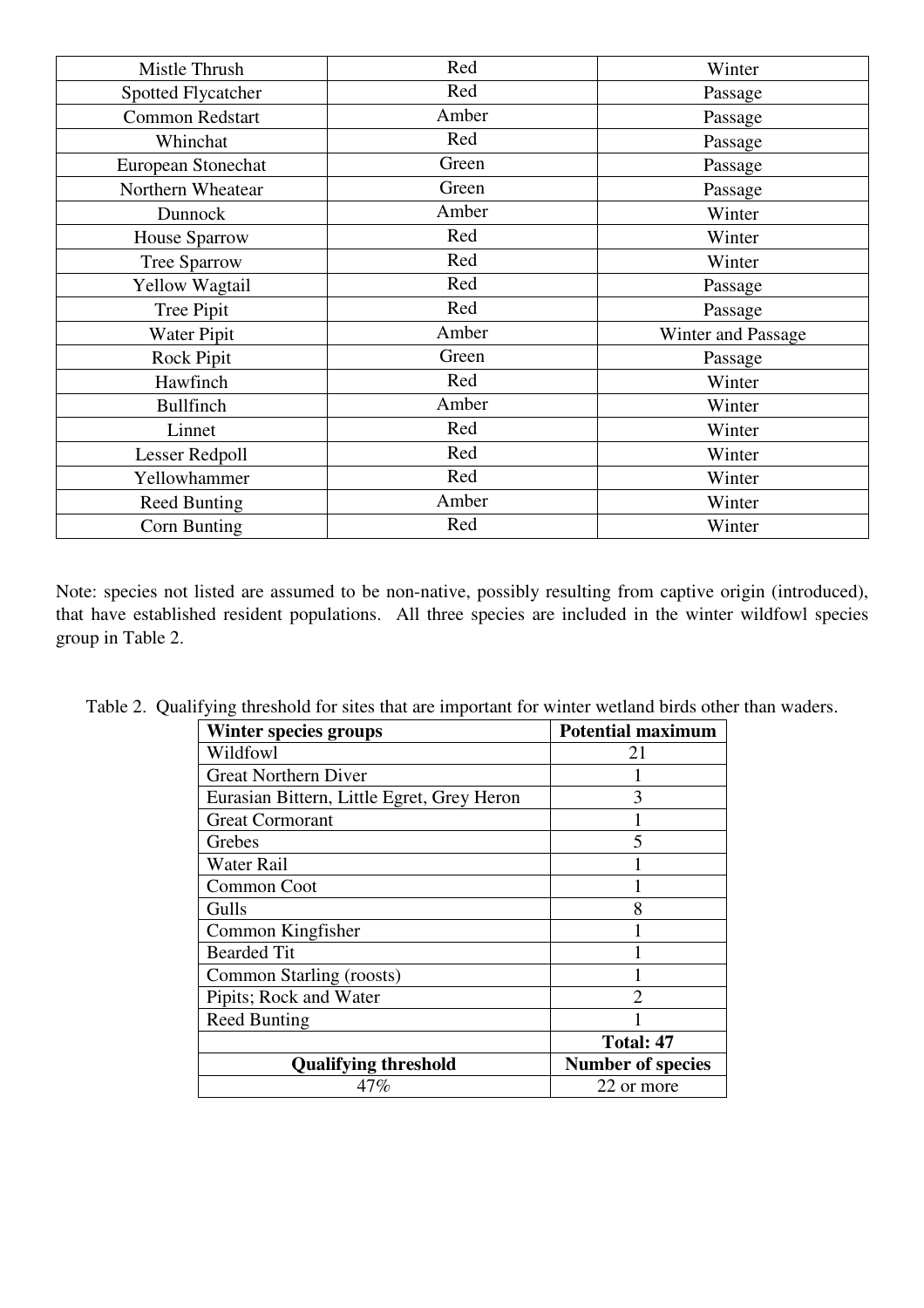| Mistle Thrush | Red | Winter |
|---|---|---|
| Spotted Flycatcher | Red | Passage |
| Common Redstart | Amber | Passage |
| Whinchat | Red | Passage |
| European Stonechat | Green | Passage |
| Northern Wheatear | Green | Passage |
| Dunnock | Amber | Winter |
| House Sparrow | Red | Winter |
| Tree Sparrow | Red | Winter |
| Yellow Wagtail | Red | Passage |
| Tree Pipit | Red | Passage |
| Water Pipit | Amber | Winter and Passage |
| Rock Pipit | Green | Passage |
| Hawfinch | Red | Winter |
| Bullfinch | Amber | Winter |
| Linnet | Red | Winter |
| Lesser Redpoll | Red | Winter |
| Yellowhammer | Red | Winter |
| Reed Bunting | Amber | Winter |
| Corn Bunting | Red | Winter |

Note: species not listed are assumed to be non-native, possibly resulting from captive origin (introduced), that have established resident populations. All three species are included in the winter wildfowl species group in Table 2.

Table 2. Qualifying threshold for sites that are important for winter wetland birds other than waders.

| Winter species groups | Potential maximum |
|---|---|
| Wildfowl | 21 |
| Great Northern Diver | 1 |
| Eurasian Bittern, Little Egret, Grey Heron | 3 |
| Great Cormorant | 1 |
| Grebes | 5 |
| Water Rail | 1 |
| Common Coot | 1 |
| Gulls | 8 |
| Common Kingfisher | 1 |
| Bearded Tit | 1 |
| Common Starling (roosts) | 1 |
| Pipits; Rock and Water | 2 |
| Reed Bunting | 1 |
| | **Total: 47** |
| **Qualifying threshold** | **Number of species** |
| 47% | 22 or more |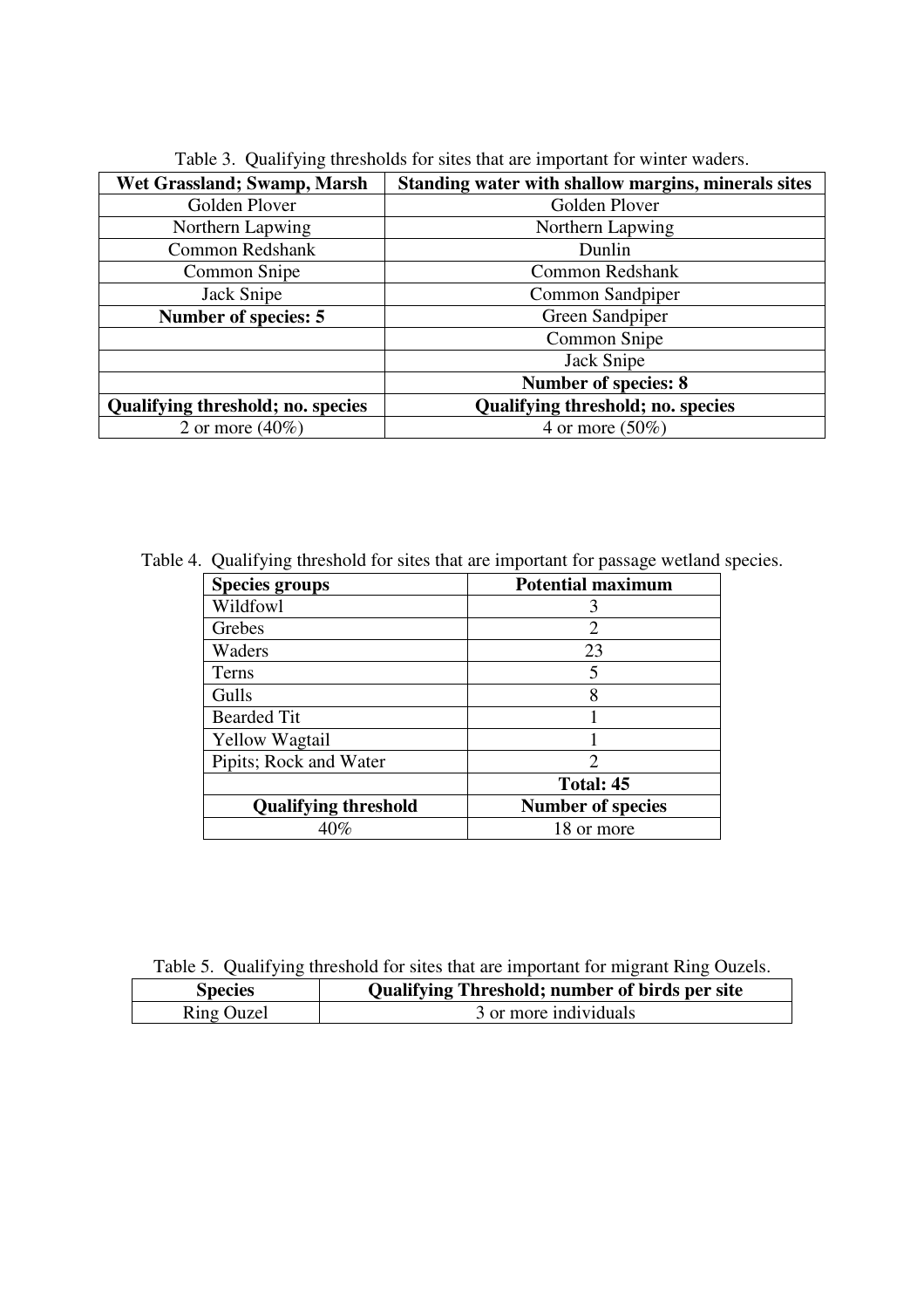Table 3. Qualifying thresholds for sites that are important for winter waders.

| Wet Grassland; Swamp, Marsh | Standing water with shallow margins, minerals sites |
|---|---|
| Golden Plover | Golden Plover |
| Northern Lapwing | Northern Lapwing |
| Common Redshank | Dunlin |
| Common Snipe | Common Redshank |
| Jack Snipe | Common Sandpiper |
| **Number of species: 5** | Green Sandpiper |
| | Common Snipe |
| | Jack Snipe |
| | **Number of species: 8** |
| **Qualifying threshold; no. species** | **Qualifying threshold; no. species** |
| 2 or more (40%) | 4 or more (50%) |

Table 4. Qualifying threshold for sites that are important for passage wetland species.

| Species groups | Potential maximum |
|---|---|
| Wildfowl | 3 |
| Grebes | 2 |
| Waders | 23 |
| Terns | 5 |
| Gulls | 8 |
| Bearded Tit | 1 |
| Yellow Wagtail | 1 |
| Pipits; Rock and Water | 2 |
| | **Total: 45** |
| **Qualifying threshold** | **Number of species** |
| 40% | 18 or more |

Table 5. Qualifying threshold for sites that are important for migrant Ring Ouzels.

| Species | Qualifying Threshold; number of birds per site |
|---|---|
| Ring Ouzel | 3 or more individuals |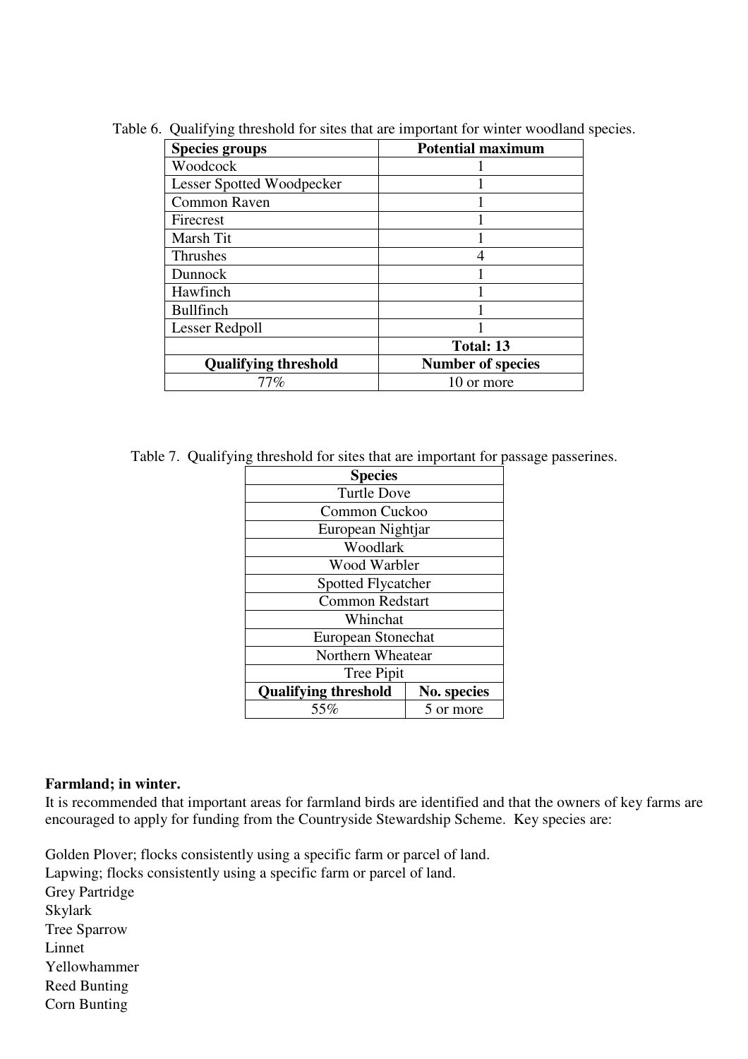Table 6. Qualifying threshold for sites that are important for winter woodland species.

| **Species groups** | **Potential maximum** |
| --- | --- |
| Woodcock | 1 |
| Lesser Spotted Woodpecker | 1 |
| Common Raven | 1 |
| Firecrest | 1 |
| Marsh Tit | 1 |
| Thrushes | 4 |
| Dunnock | 1 |
| Hawfinch | 1 |
| Bullfinch | 1 |
| Lesser Redpoll | 1 |
| | **Total: 13** |
| **Qualifying threshold** | **Number of species** |
| 77% | 10 or more |

Table 7. Qualifying threshold for sites that are important for passage passerines.

| **Species** | |
| --- | --- |
| Turtle Dove | |
| Common Cuckoo | |
| European Nightjar | |
| Woodlark | |
| Wood Warbler | |
| Spotted Flycatcher | |
| Common Redstart | |
| Whinchat | |
| European Stonechat | |
| Northern Wheatear | |
| Tree Pipit | |
| **Qualifying threshold** | **No. species** |
| 55% | 5 or more |

**Farmland; in winter.**

It is recommended that important areas for farmland birds are identified and that the owners of key farms are encouraged to apply for funding from the Countryside Stewardship Scheme. Key species are:

Golden Plover; flocks consistently using a specific farm or parcel of land.
Lapwing; flocks consistently using a specific farm or parcel of land.
Grey Partridge
Skylark
Tree Sparrow
Linnet
Yellowhammer
Reed Bunting
Corn Bunting